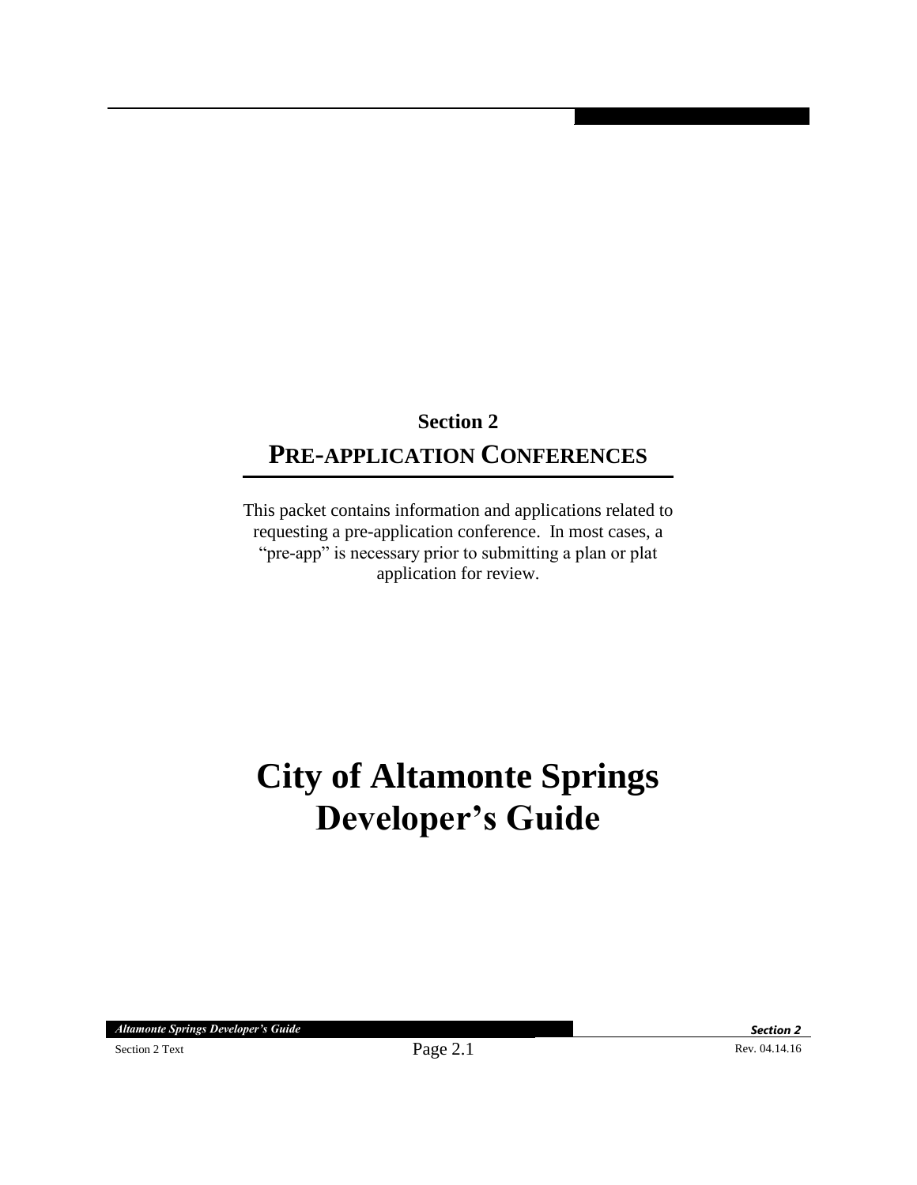# Section 2

## PRE-APPLICATION CONFERENCES

This packet contains information and applications related to requesting a pre-application conference. In most cases, a "pre-app" is necessary prior to submitting a plan or plat application for review.

# City of Altamonte Springs Developer's Guide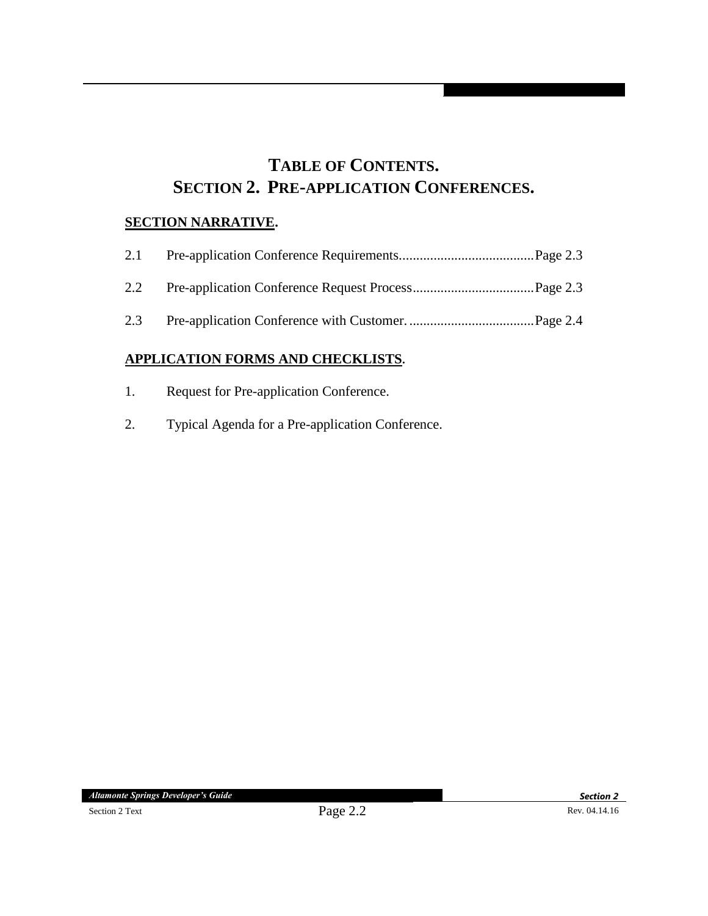# TABLE OF CONTENTS.
# SECTION 2. PRE-APPLICATION CONFERENCES.

## SECTION NARRATIVE.

2.1 Pre-application Conference Requirements.......................................Page 2.3

2.2 Pre-application Conference Request Process...................................Page 2.3

2.3 Pre-application Conference with Customer. ....................................Page 2.4

## APPLICATION FORMS AND CHECKLISTS.

1. Request for Pre-application Conference.

2. Typical Agenda for a Pre-application Conference.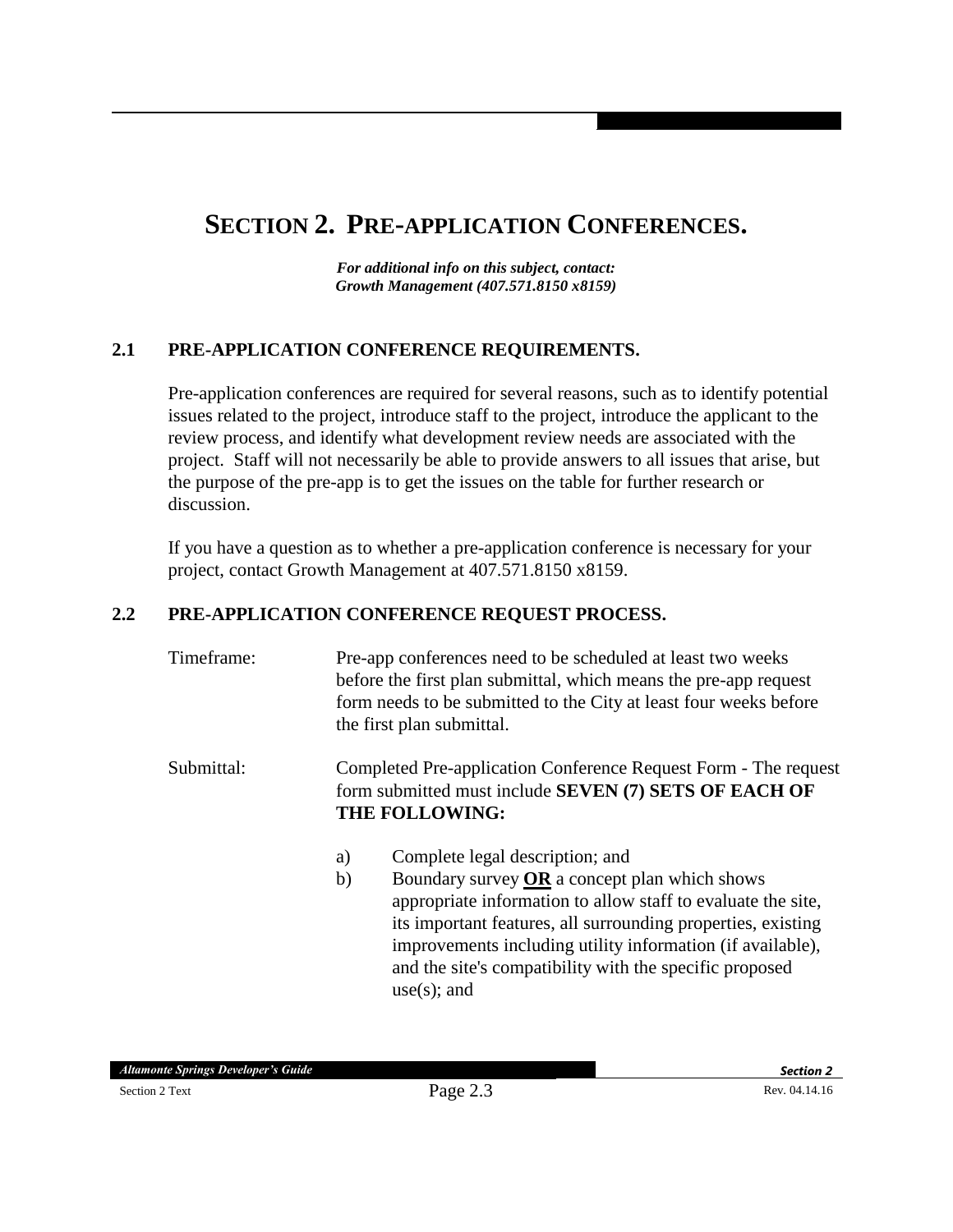# SECTION 2. PRE-APPLICATION CONFERENCES.

***For additional info on this subject, contact: Growth Management (407.571.8150 x8159)***

## 2.1 PRE-APPLICATION CONFERENCE REQUIREMENTS.

Pre-application conferences are required for several reasons, such as to identify potential issues related to the project, introduce staff to the project, introduce the applicant to the review process, and identify what development review needs are associated with the project. Staff will not necessarily be able to provide answers to all issues that arise, but the purpose of the pre-app is to get the issues on the table for further research or discussion.

If you have a question as to whether a pre-application conference is necessary for your project, contact Growth Management at 407.571.8150 x8159.

## 2.2 PRE-APPLICATION CONFERENCE REQUEST PROCESS.

Timeframe: Pre-app conferences need to be scheduled at least two weeks before the first plan submittal, which means the pre-app request form needs to be submitted to the City at least four weeks before the first plan submittal.

Submittal: Completed Pre-application Conference Request Form - The request form submitted must include **SEVEN (7) SETS OF EACH OF THE FOLLOWING:**

a) Complete legal description; and
b) Boundary survey **OR** a concept plan which shows appropriate information to allow staff to evaluate the site, its important features, all surrounding properties, existing improvements including utility information (if available), and the site's compatibility with the specific proposed use(s); and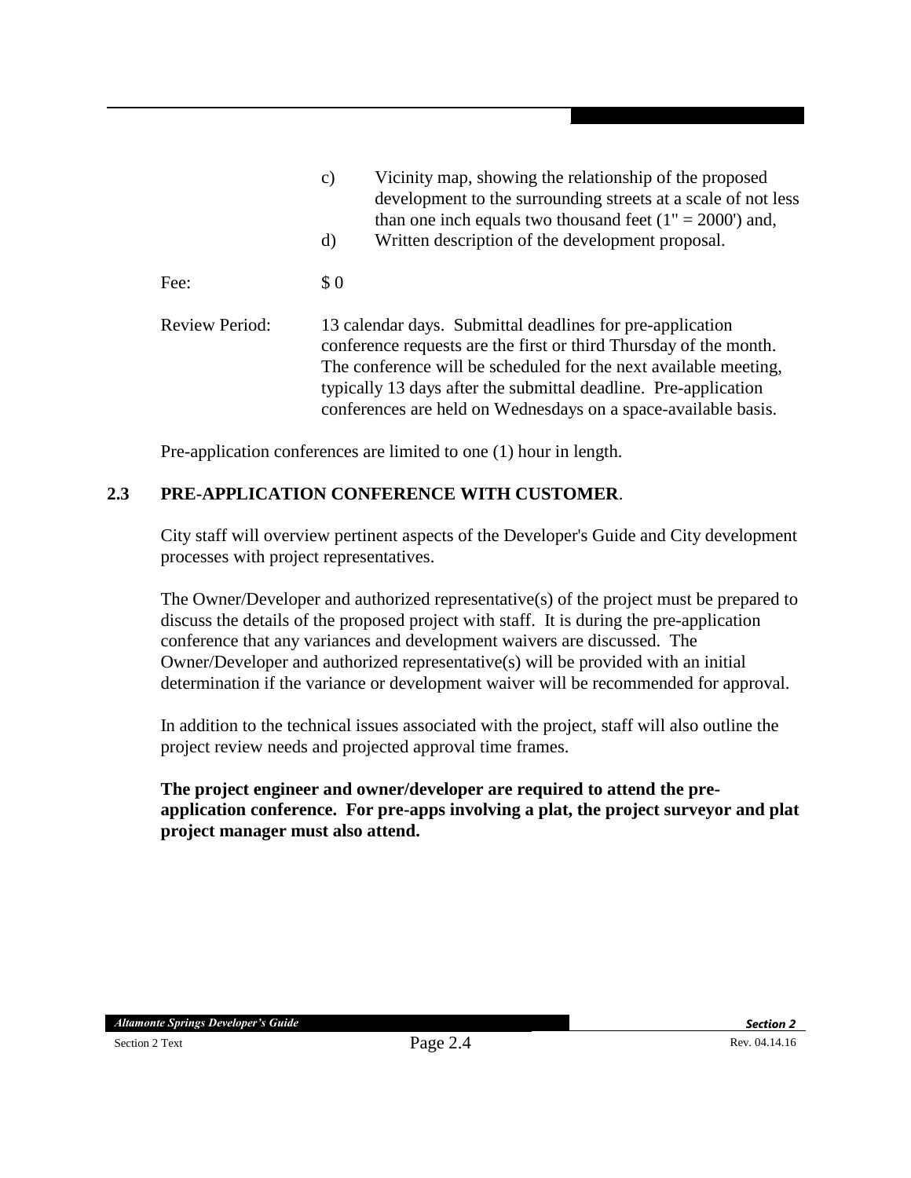c) Vicinity map, showing the relationship of the proposed development to the surrounding streets at a scale of not less than one inch equals two thousand feet (1" = 2000') and,

d) Written description of the development proposal.

Fee: $ 0

Review Period: 13 calendar days. Submittal deadlines for pre-application conference requests are the first or third Thursday of the month. The conference will be scheduled for the next available meeting, typically 13 days after the submittal deadline. Pre-application conferences are held on Wednesdays on a space-available basis.

Pre-application conferences are limited to one (1) hour in length.

## 2.3 PRE-APPLICATION CONFERENCE WITH CUSTOMER.

City staff will overview pertinent aspects of the Developer's Guide and City development processes with project representatives.

The Owner/Developer and authorized representative(s) of the project must be prepared to discuss the details of the proposed project with staff. It is during the pre-application conference that any variances and development waivers are discussed. The Owner/Developer and authorized representative(s) will be provided with an initial determination if the variance or development waiver will be recommended for approval.

In addition to the technical issues associated with the project, staff will also outline the project review needs and projected approval time frames.

**The project engineer and owner/developer are required to attend the pre-application conference. For pre-apps involving a plat, the project surveyor and plat project manager must also attend.**